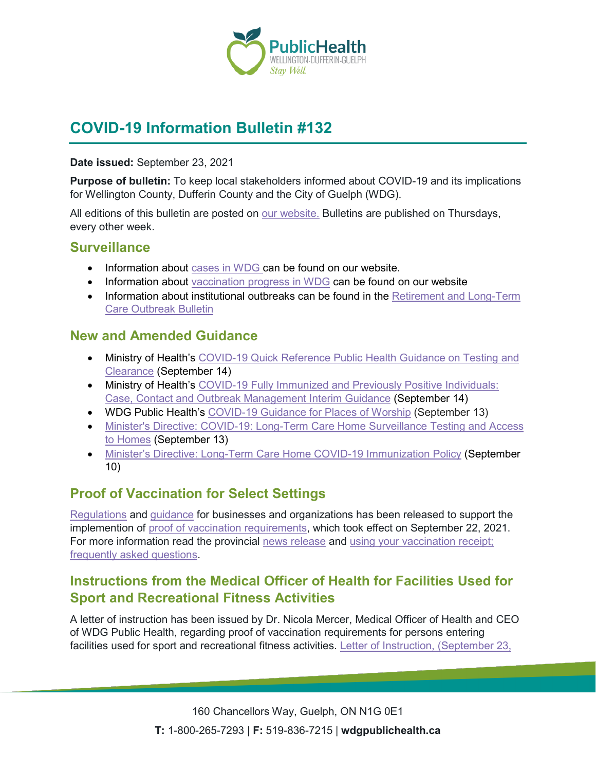# COVID-19 Information Bulletin #132

**Date issued:** September 23, 2021

**Purpose of bulletin:** To keep local stakeholders informed about COVID-19 and its implications for Wellington County, Dufferin County and the City of Guelph (WDG).

All editions of this bulletin are posted on our website. Bulletins are published on Thursdays, every other week.

## Surveillance

- Information about cases in WDG can be found on our website.
- Information about vaccination progress in WDG can be found on our website
- Information about institutional outbreaks can be found in the Retirement and Long-Term Care Outbreak Bulletin

## New and Amended Guidance

- Ministry of Health's COVID-19 Quick Reference Public Health Guidance on Testing and Clearance (September 14)
- Ministry of Health's COVID-19 Fully Immunized and Previously Positive Individuals: Case, Contact and Outbreak Management Interim Guidance (September 14)
- WDG Public Health's COVID-19 Guidance for Places of Worship (September 13)
- Minister's Directive: COVID-19: Long-Term Care Home Surveillance Testing and Access to Homes (September 13)
- Minister's Directive: Long-Term Care Home COVID-19 Immunization Policy (September 10)

## Proof of Vaccination for Select Settings

Regulations and guidance for businesses and organizations has been released to support the implemention of proof of vaccination requirements, which took effect on September 22, 2021. For more information read the provincial news release and using your vaccination receipt; frequently asked questions.

## Instructions from the Medical Officer of Health for Facilities Used for Sport and Recreational Fitness Activities

A letter of instruction has been issued by Dr. Nicola Mercer, Medical Officer of Health and CEO of WDG Public Health, regarding proof of vaccination requirements for persons entering facilities used for sport and recreational fitness activities. Letter of Instruction, (September 23,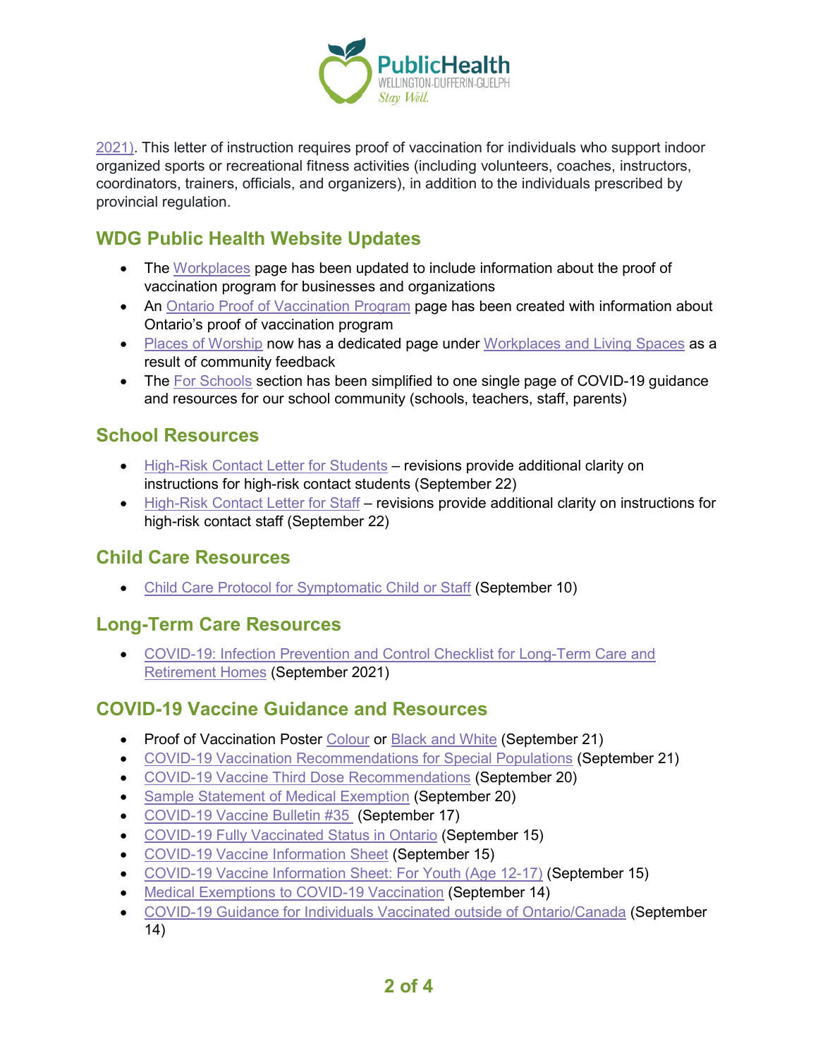2021). This letter of instruction requires proof of vaccination for individuals who support indoor organized sports or recreational fitness activities (including volunteers, coaches, instructors, coordinators, trainers, officials, and organizers), in addition to the individuals prescribed by provincial regulation.

## WDG Public Health Website Updates

- The Workplaces page has been updated to include information about the proof of vaccination program for businesses and organizations
- An Ontario Proof of Vaccination Program page has been created with information about Ontario's proof of vaccination program
- Places of Worship now has a dedicated page under Workplaces and Living Spaces as a result of community feedback
- The For Schools section has been simplified to one single page of COVID-19 guidance and resources for our school community (schools, teachers, staff, parents)

## School Resources

- High-Risk Contact Letter for Students – revisions provide additional clarity on instructions for high-risk contact students (September 22)
- High-Risk Contact Letter for Staff – revisions provide additional clarity on instructions for high-risk contact staff (September 22)

## Child Care Resources

- Child Care Protocol for Symptomatic Child or Staff (September 10)

## Long-Term Care Resources

- COVID-19: Infection Prevention and Control Checklist for Long-Term Care and Retirement Homes (September 2021)

## COVID-19 Vaccine Guidance and Resources

- Proof of Vaccination Poster Colour or Black and White (September 21)
- COVID-19 Vaccination Recommendations for Special Populations (September 21)
- COVID-19 Vaccine Third Dose Recommendations (September 20)
- Sample Statement of Medical Exemption (September 20)
- COVID-19 Vaccine Bulletin #35 (September 17)
- COVID-19 Fully Vaccinated Status in Ontario (September 15)
- COVID-19 Vaccine Information Sheet (September 15)
- COVID-19 Vaccine Information Sheet: For Youth (Age 12-17) (September 15)
- Medical Exemptions to COVID-19 Vaccination (September 14)
- COVID-19 Guidance for Individuals Vaccinated outside of Ontario/Canada (September 14)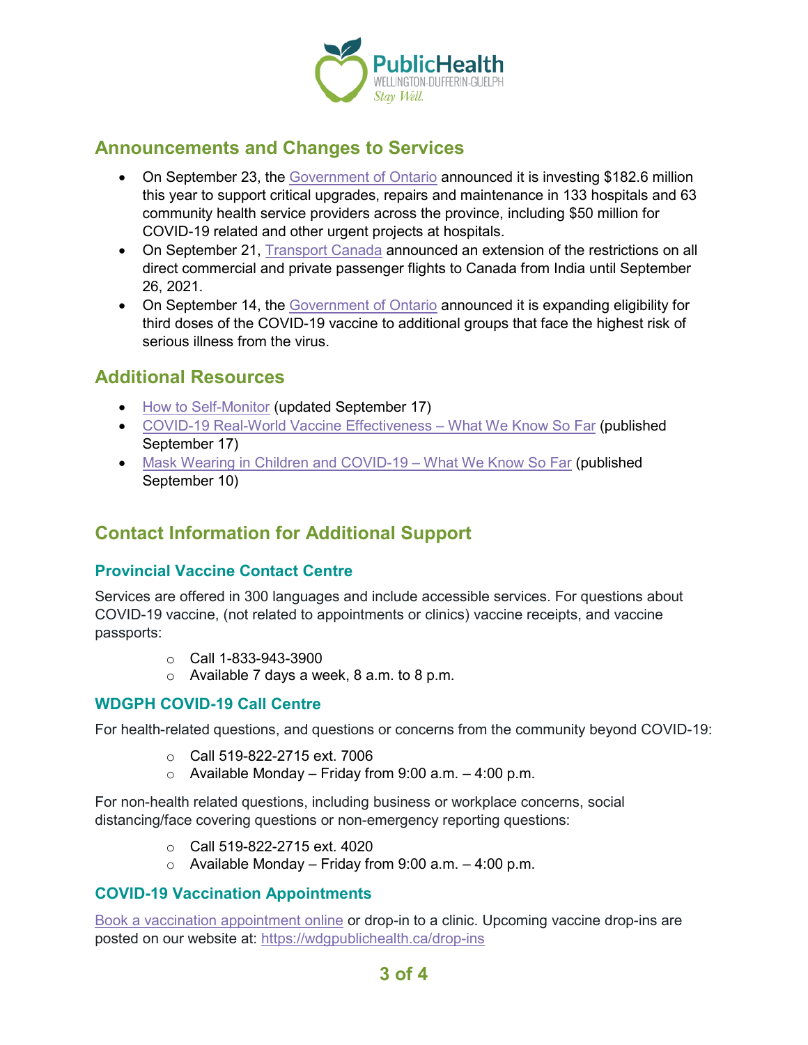## Announcements and Changes to Services

- On September 23, the Government of Ontario announced it is investing $182.6 million this year to support critical upgrades, repairs and maintenance in 133 hospitals and 63 community health service providers across the province, including $50 million for COVID-19 related and other urgent projects at hospitals.
- On September 21, Transport Canada announced an extension of the restrictions on all direct commercial and private passenger flights to Canada from India until September 26, 2021.
- On September 14, the Government of Ontario announced it is expanding eligibility for third doses of the COVID-19 vaccine to additional groups that face the highest risk of serious illness from the virus.

## Additional Resources

- How to Self-Monitor (updated September 17)
- COVID-19 Real-World Vaccine Effectiveness – What We Know So Far (published September 17)
- Mask Wearing in Children and COVID-19 – What We Know So Far (published September 10)

## Contact Information for Additional Support

### Provincial Vaccine Contact Centre

Services are offered in 300 languages and include accessible services. For questions about COVID-19 vaccine, (not related to appointments or clinics) vaccine receipts, and vaccine passports:

- Call 1-833-943-3900
- Available 7 days a week, 8 a.m. to 8 p.m.

### WDGPH COVID-19 Call Centre

For health-related questions, and questions or concerns from the community beyond COVID-19:

- Call 519-822-2715 ext. 7006
- Available Monday – Friday from 9:00 a.m. – 4:00 p.m.

For non-health related questions, including business or workplace concerns, social distancing/face covering questions or non-emergency reporting questions:

- Call 519-822-2715 ext. 4020
- Available Monday – Friday from 9:00 a.m. – 4:00 p.m.

### COVID-19 Vaccination Appointments

Book a vaccination appointment online or drop-in to a clinic. Upcoming vaccine drop-ins are posted on our website at: https://wdgpublichealth.ca/drop-ins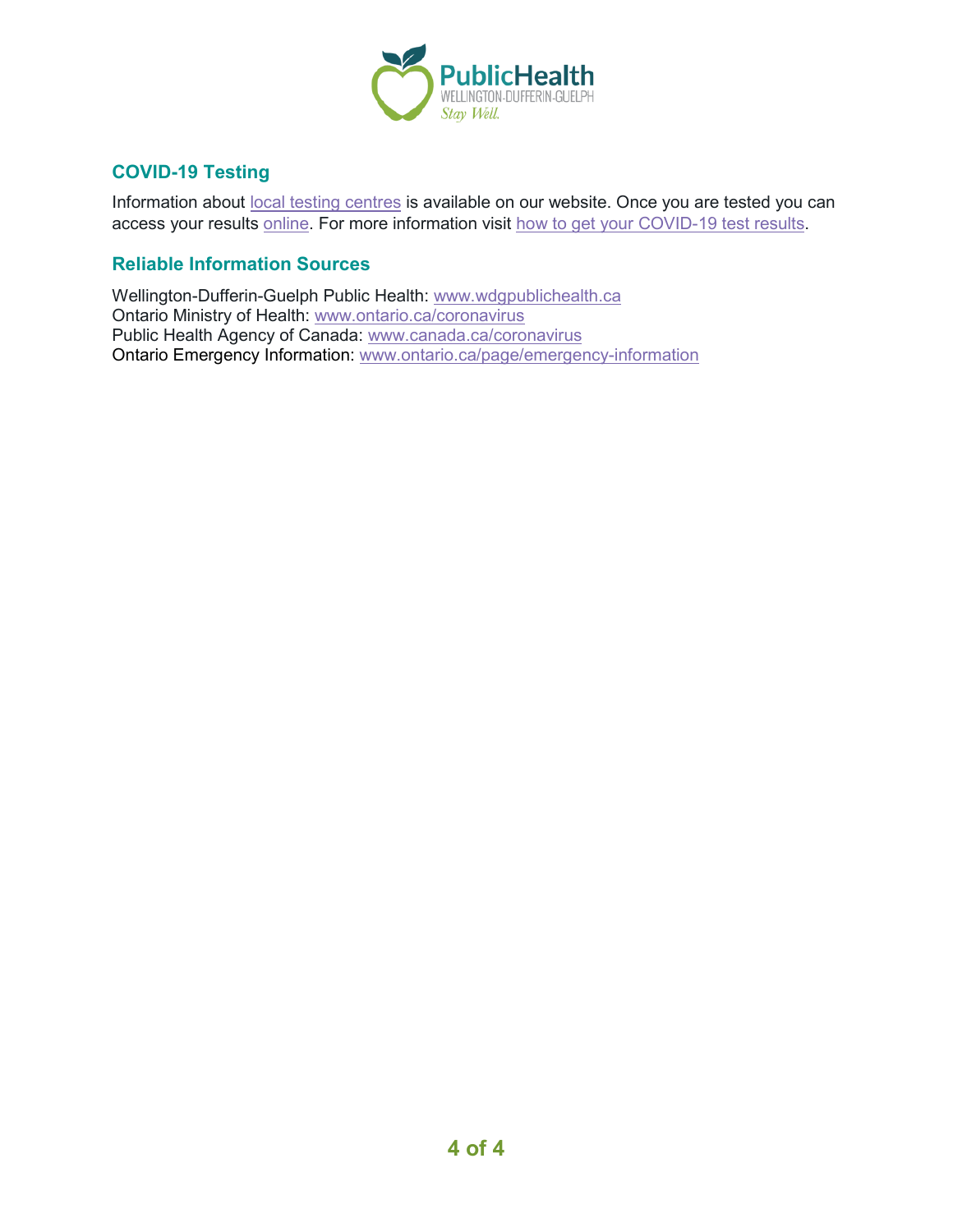## COVID-19 Testing

Information about local testing centres is available on our website. Once you are tested you can access your results online. For more information visit how to get your COVID-19 test results.

## Reliable Information Sources

Wellington-Dufferin-Guelph Public Health: www.wdgpublichealth.ca
Ontario Ministry of Health: www.ontario.ca/coronavirus
Public Health Agency of Canada: www.canada.ca/coronavirus
Ontario Emergency Information: www.ontario.ca/page/emergency-information